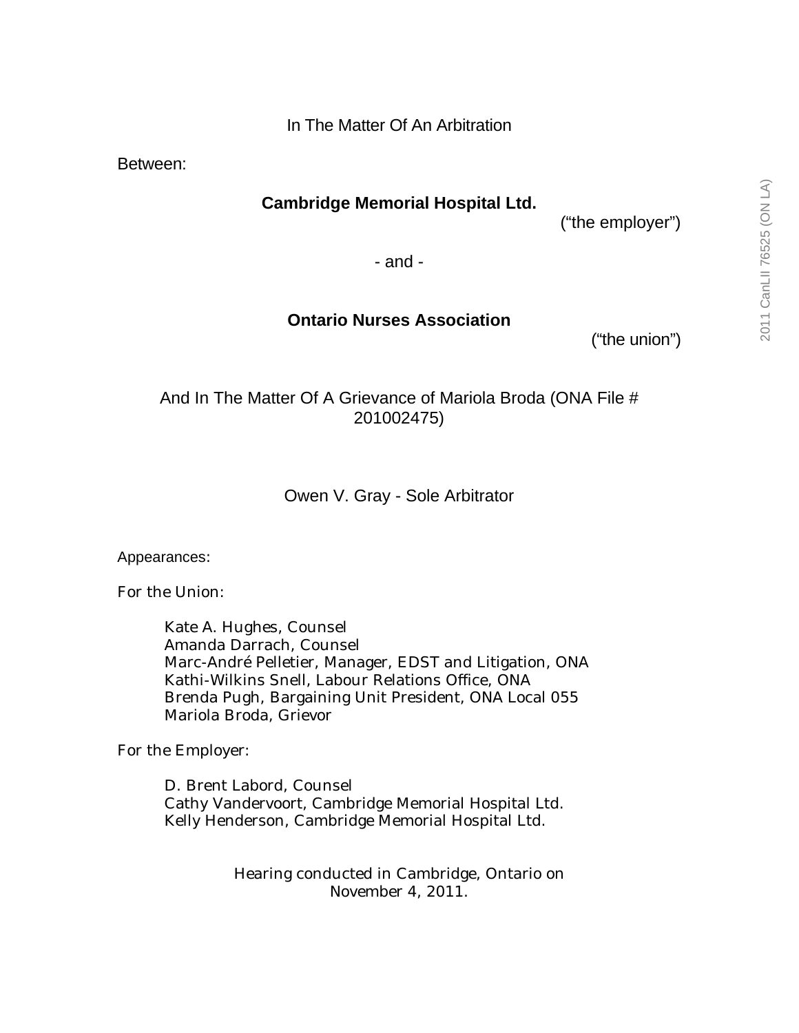In The Matter Of An Arbitration

Between:

**Cambridge Memorial Hospital Ltd.**

("the employer")

\- and -

**Ontario Nurses Association**

("the union")

And In The Matter Of A Grievance of Mariola Broda (ONA File # 201002475)

Owen V. Gray - Sole Arbitrator

Appearances:

For the Union:

Kate A. Hughes, Counsel
Amanda Darrach, Counsel
Marc-André Pelletier, Manager, EDST and Litigation, ONA
Kathi-Wilkins Snell, Labour Relations Office, ONA
Brenda Pugh, Bargaining Unit President, ONA Local 055
Mariola Broda, Grievor

For the Employer:

D. Brent Labord, Counsel
Cathy Vandervoort, Cambridge Memorial Hospital Ltd.
Kelly Henderson, Cambridge Memorial Hospital Ltd.

Hearing conducted in Cambridge, Ontario on November 4, 2011.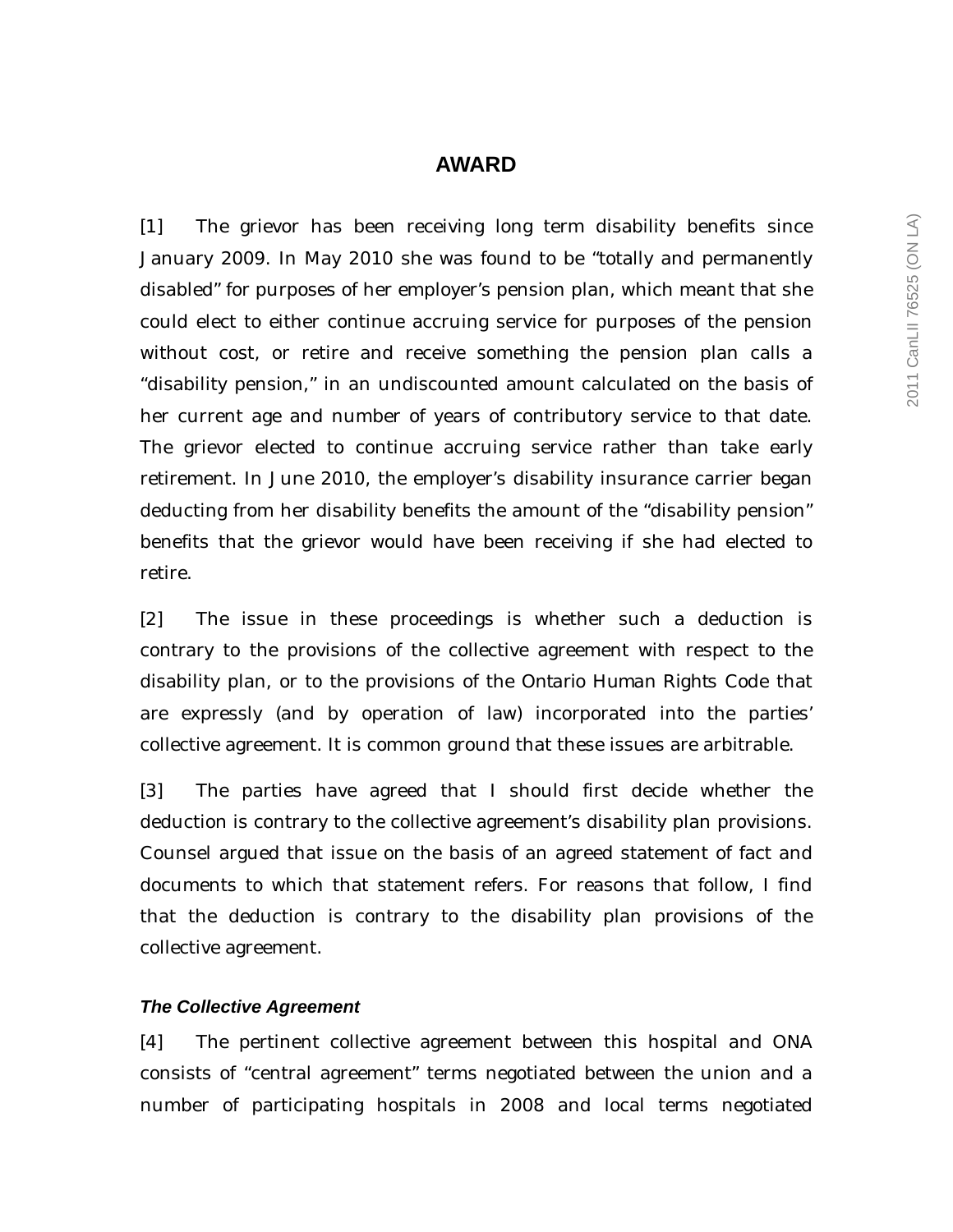# AWARD

[1] The grievor has been receiving long term disability benefits since January 2009. In May 2010 she was found to be "totally and permanently disabled" for purposes of her employer's pension plan, which meant that she could elect to either continue accruing service for purposes of the pension without cost, or retire and receive something the pension plan calls a "disability pension," in an undiscounted amount calculated on the basis of her current age and number of years of contributory service to that date. The grievor elected to continue accruing service rather than take early retirement. In June 2010, the employer's disability insurance carrier began deducting from her disability benefits the amount of the "disability pension" benefits that the grievor would have been receiving if she had elected to retire.

[2] The issue in these proceedings is whether such a deduction is contrary to the provisions of the collective agreement with respect to the disability plan, or to the provisions of the Ontario Human Rights Code that are expressly (and by operation of law) incorporated into the parties' collective agreement. It is common ground that these issues are arbitrable.

[3] The parties have agreed that I should first decide whether the deduction is contrary to the collective agreement's disability plan provisions. Counsel argued that issue on the basis of an agreed statement of fact and documents to which that statement refers. For reasons that follow, I find that the deduction is contrary to the disability plan provisions of the collective agreement.

***The Collective Agreement***

[4] The pertinent collective agreement between this hospital and ONA consists of "central agreement" terms negotiated between the union and a number of participating hospitals in 2008 and local terms negotiated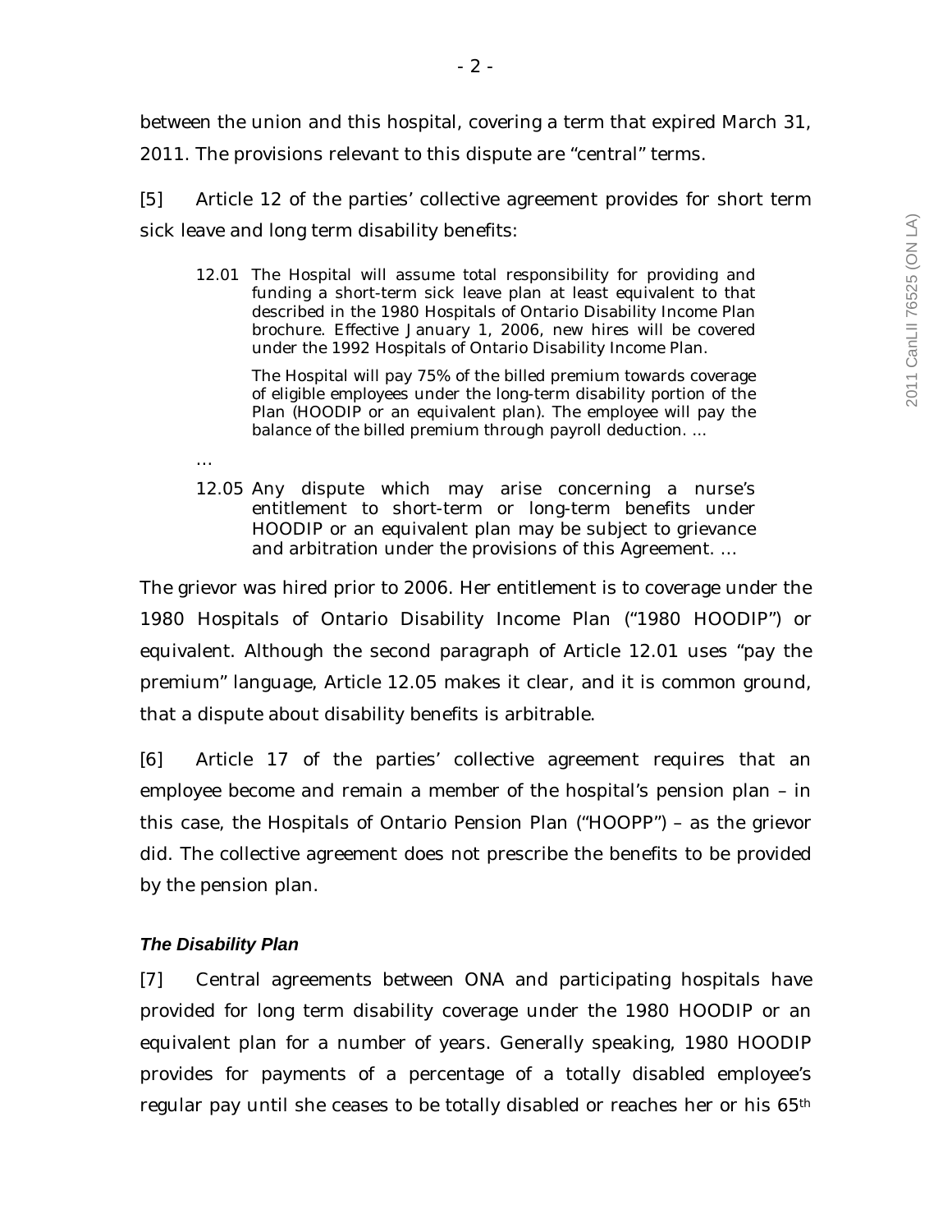between the union and this hospital, covering a term that expired March 31, 2011. The provisions relevant to this dispute are "central" terms.

[5] Article 12 of the parties' collective agreement provides for short term sick leave and long term disability benefits:

> 12.01 The Hospital will assume total responsibility for providing and funding a short-term sick leave plan at least equivalent to that described in the 1980 Hospitals of Ontario Disability Income Plan brochure. Effective January 1, 2006, new hires will be covered under the 1992 Hospitals of Ontario Disability Income Plan.
>
> The Hospital will pay 75% of the billed premium towards coverage of eligible employees under the long-term disability portion of the Plan (HOODIP or an equivalent plan). The employee will pay the balance of the billed premium through payroll deduction. …
>
> …
>
> 12.05 Any dispute which may arise concerning a nurse's entitlement to short-term or long-term benefits under HOODIP or an equivalent plan may be subject to grievance and arbitration under the provisions of this Agreement. …

The grievor was hired prior to 2006. Her entitlement is to coverage under the 1980 Hospitals of Ontario Disability Income Plan ("1980 HOODIP") or equivalent. Although the second paragraph of Article 12.01 uses "pay the premium" language, Article 12.05 makes it clear, and it is common ground, that a dispute about disability benefits is arbitrable.

[6] Article 17 of the parties' collective agreement requires that an employee become and remain a member of the hospital's pension plan – in this case, the Hospitals of Ontario Pension Plan ("HOOPP") – as the grievor did. The collective agreement does not prescribe the benefits to be provided by the pension plan.

### *The Disability Plan*

[7] Central agreements between ONA and participating hospitals have provided for long term disability coverage under the 1980 HOODIP or an equivalent plan for a number of years. Generally speaking, 1980 HOODIP provides for payments of a percentage of a totally disabled employee's regular pay until she ceases to be totally disabled or reaches her or his 65th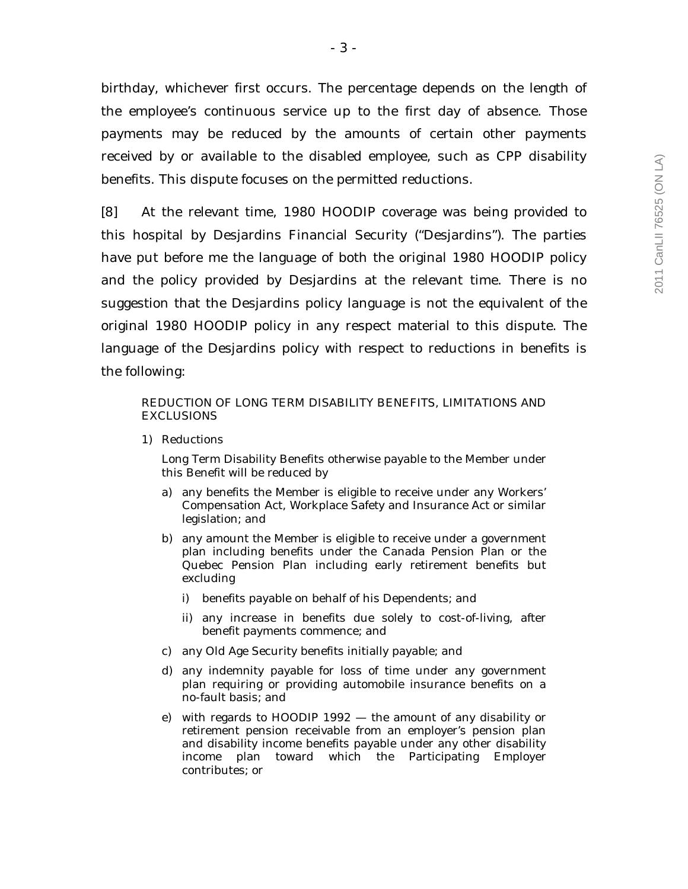birthday, whichever first occurs. The percentage depends on the length of the employee's continuous service up to the first day of absence. Those payments may be reduced by the amounts of certain other payments received by or available to the disabled employee, such as CPP disability benefits. This dispute focuses on the permitted reductions.

[8] At the relevant time, 1980 HOODIP coverage was being provided to this hospital by Desjardins Financial Security ("Desjardins"). The parties have put before me the language of both the original 1980 HOODIP policy and the policy provided by Desjardins at the relevant time. There is no suggestion that the Desjardins policy language is not the equivalent of the original 1980 HOODIP policy in any respect material to this dispute. The language of the Desjardins policy with respect to reductions in benefits is the following:

> REDUCTION OF LONG TERM DISABILITY BENEFITS, LIMITATIONS AND EXCLUSIONS
>
> 1) Reductions
>
> Long Term Disability Benefits otherwise payable to the Member under this Benefit will be reduced by
>
> a) any benefits the Member is eligible to receive under any Workers' Compensation Act, Workplace Safety and Insurance Act or similar legislation; and
>
> b) any amount the Member is eligible to receive under a government plan including benefits under the Canada Pension Plan or the Quebec Pension Plan including early retirement benefits but excluding
>
> i) benefits payable on behalf of his Dependents; and
>
> ii) any increase in benefits due solely to cost-of-living, after benefit payments commence; and
>
> c) any Old Age Security benefits initially payable; and
>
> d) any indemnity payable for loss of time under any government plan requiring or providing automobile insurance benefits on a no-fault basis; and
>
> e) with regards to HOODIP 1992 — the amount of any disability or retirement pension receivable from an employer's pension plan and disability income benefits payable under any other disability income plan toward which the Participating Employer contributes; or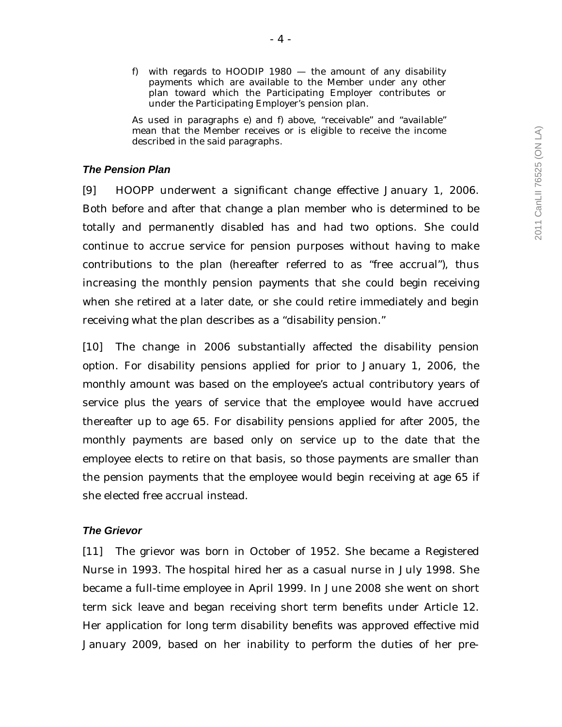> f) with regards to HOODIP 1980 — the amount of any disability payments which are available to the Member under any other plan toward which the Participating Employer contributes or under the Participating Employer's pension plan.
>
> As used in paragraphs e) and f) above, "receivable" and "available" mean that the Member receives or is eligible to receive the income described in the said paragraphs.

### *The Pension Plan*

[9] HOOPP underwent a significant change effective January 1, 2006. Both before and after that change a plan member who is determined to be totally and permanently disabled has and had two options. She could continue to accrue service for pension purposes without having to make contributions to the plan (hereafter referred to as "free accrual"), thus increasing the monthly pension payments that she could begin receiving when she retired at a later date, or she could retire immediately and begin receiving what the plan describes as a "disability pension."

[10] The change in 2006 substantially affected the disability pension option. For disability pensions applied for prior to January 1, 2006, the monthly amount was based on the employee's actual contributory years of service plus the years of service that the employee would have accrued thereafter up to age 65. For disability pensions applied for after 2005, the monthly payments are based only on service up to the date that the employee elects to retire on that basis, so those payments are smaller than the pension payments that the employee would begin receiving at age 65 if she elected free accrual instead.

### *The Grievor*

[11] The grievor was born in October of 1952. She became a Registered Nurse in 1993. The hospital hired her as a casual nurse in July 1998. She became a full-time employee in April 1999. In June 2008 she went on short term sick leave and began receiving short term benefits under Article 12. Her application for long term disability benefits was approved effective mid January 2009, based on her inability to perform the duties of her pre-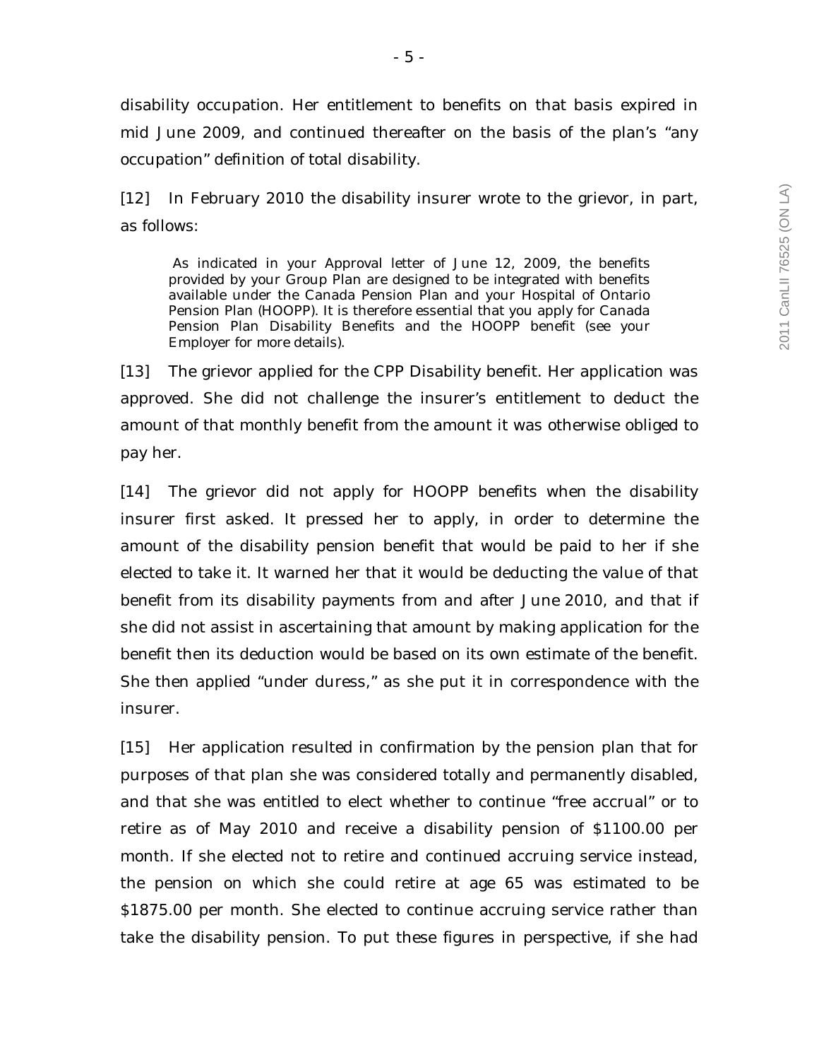disability occupation. Her entitlement to benefits on that basis expired in mid June 2009, and continued thereafter on the basis of the plan's "any occupation" definition of total disability.

[12] In February 2010 the disability insurer wrote to the grievor, in part, as follows:

> As indicated in your Approval letter of June 12, 2009, the benefits provided by your Group Plan are designed to be integrated with benefits available under the Canada Pension Plan and your Hospital of Ontario Pension Plan (HOOPP). It is therefore essential that you apply for Canada Pension Plan Disability Benefits and the HOOPP benefit (see your Employer for more details).

[13] The grievor applied for the CPP Disability benefit. Her application was approved. She did not challenge the insurer's entitlement to deduct the amount of that monthly benefit from the amount it was otherwise obliged to pay her.

[14] The grievor did not apply for HOOPP benefits when the disability insurer first asked. It pressed her to apply, in order to determine the amount of the disability pension benefit that would be paid to her if she elected to take it. It warned her that it would be deducting the value of that benefit from its disability payments from and after June 2010, and that if she did not assist in ascertaining that amount by making application for the benefit then its deduction would be based on its own estimate of the benefit. She then applied "under duress," as she put it in correspondence with the insurer.

[15] Her application resulted in confirmation by the pension plan that for purposes of that plan she was considered totally and permanently disabled, and that she was entitled to elect whether to continue "free accrual" or to retire as of May 2010 and receive a disability pension of $1100.00 per month. If she elected not to retire and continued accruing service instead, the pension on which she could retire at age 65 was estimated to be $1875.00 per month. She elected to continue accruing service rather than take the disability pension. To put these figures in perspective, if she had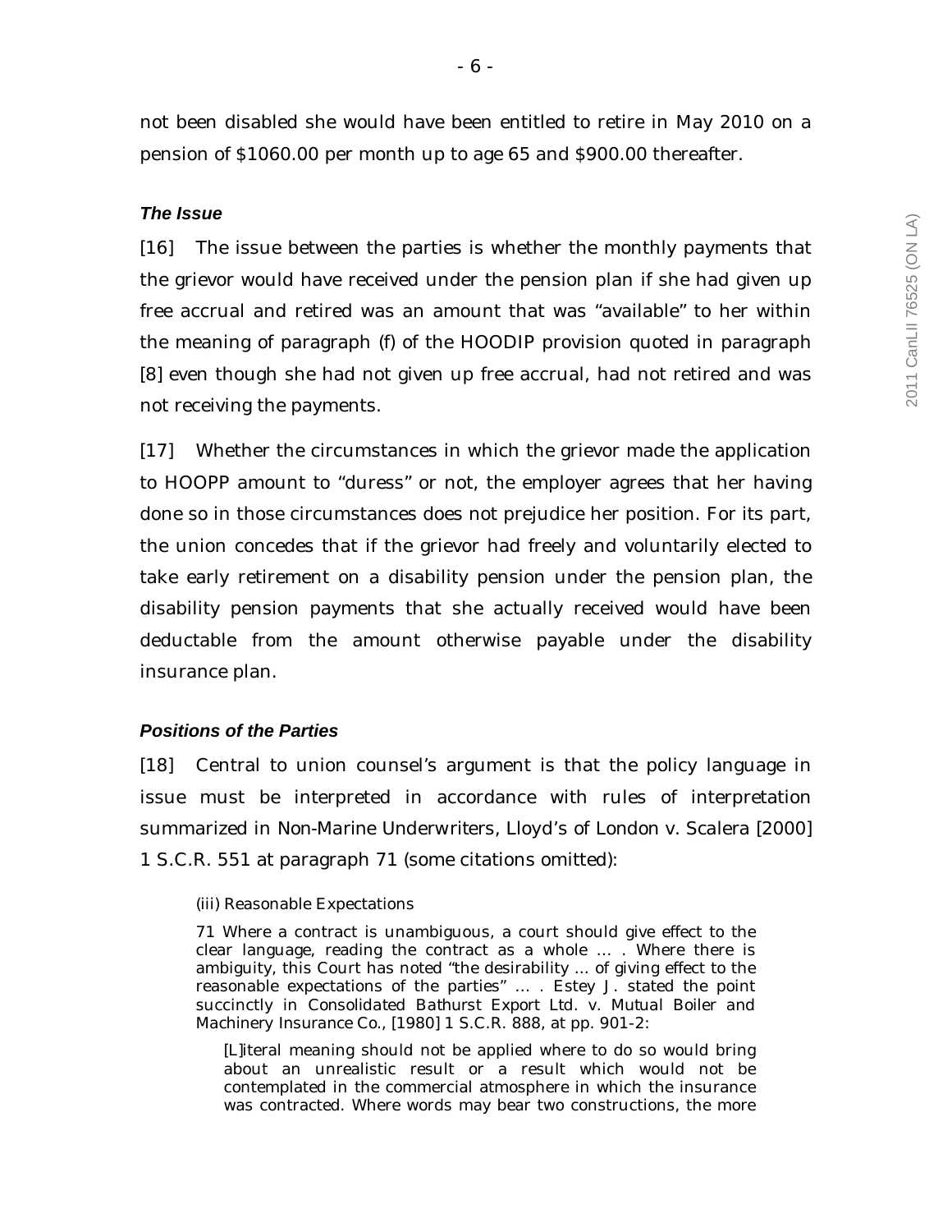not been disabled she would have been entitled to retire in May 2010 on a pension of $1060.00 per month up to age 65 and $900.00 thereafter.

### *The Issue*

[16] The issue between the parties is whether the monthly payments that the grievor would have received under the pension plan if she had given up free accrual and retired was an amount that was "available" to her within the meaning of paragraph (f) of the HOODIP provision quoted in paragraph [8] even though she had not given up free accrual, had not retired and was not receiving the payments.

[17] Whether the circumstances in which the grievor made the application to HOOPP amount to "duress" or not, the employer agrees that her having done so in those circumstances does not prejudice her position. For its part, the union concedes that if the grievor had freely and voluntarily elected to take early retirement on a disability pension under the pension plan, the disability pension payments that she actually received would have been deductable from the amount otherwise payable under the disability insurance plan.

### *Positions of the Parties*

[18] Central to union counsel's argument is that the policy language in issue must be interpreted in accordance with rules of interpretation summarized in Non-Marine Underwriters, Lloyd's of London v. Scalera [2000] 1 S.C.R. 551 at paragraph 71 (some citations omitted):

> (iii) Reasonable Expectations
>
> 71 Where a contract is unambiguous, a court should give effect to the clear language, reading the contract as a whole … . Where there is ambiguity, this Court has noted "the desirability … of giving effect to the reasonable expectations of the parties" … . Estey J. stated the point succinctly in Consolidated Bathurst Export Ltd. v. Mutual Boiler and Machinery Insurance Co., [1980] 1 S.C.R. 888, at pp. 901-2:
>
> > [L]iteral meaning should not be applied where to do so would bring about an unrealistic result or a result which would not be contemplated in the commercial atmosphere in which the insurance was contracted. Where words may bear two constructions, the more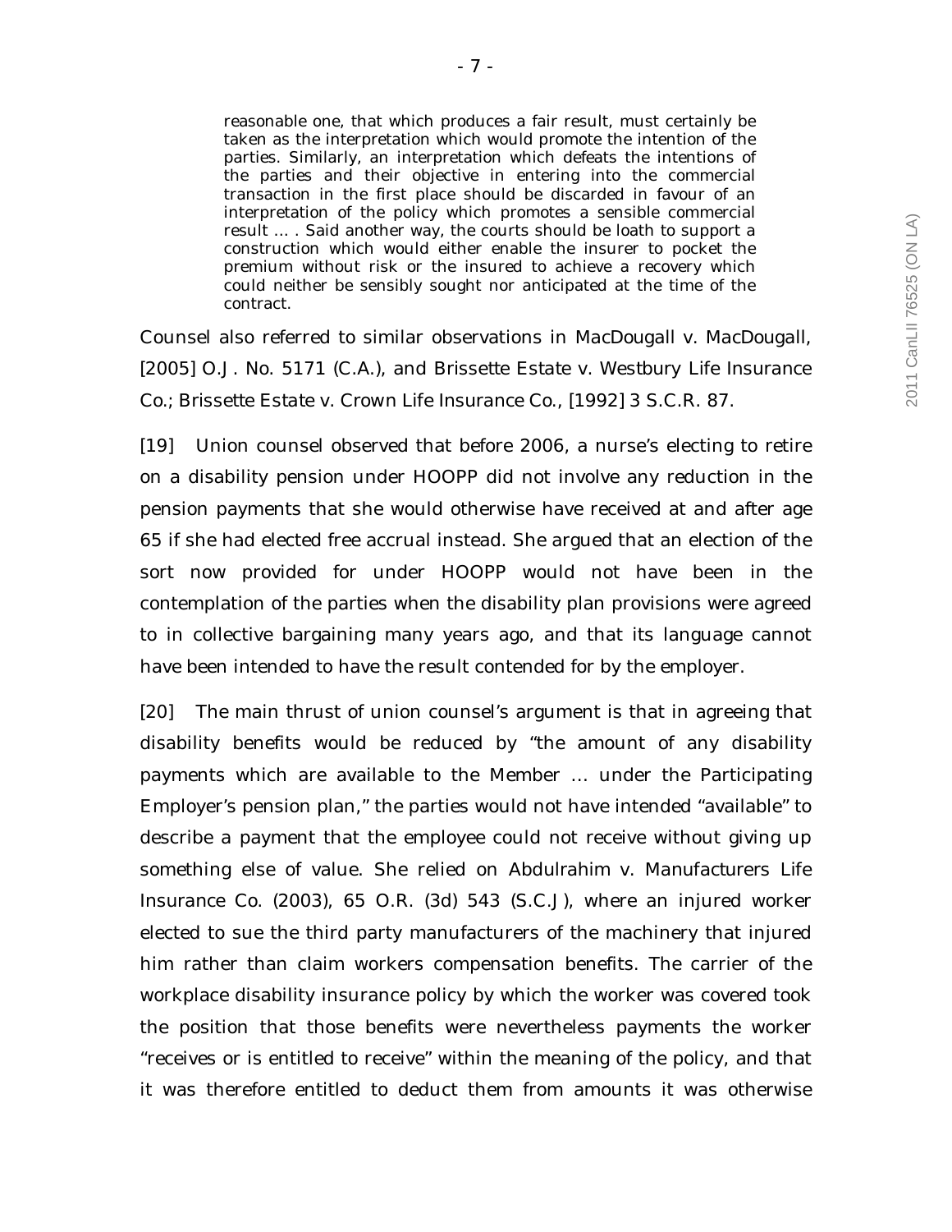> reasonable one, that which produces a fair result, must certainly be taken as the interpretation which would promote the intention of the parties. Similarly, an interpretation which defeats the intentions of the parties and their objective in entering into the commercial transaction in the first place should be discarded in favour of an interpretation of the policy which promotes a sensible commercial result … . Said another way, the courts should be loath to support a construction which would either enable the insurer to pocket the premium without risk or the insured to achieve a recovery which could neither be sensibly sought nor anticipated at the time of the contract.

Counsel also referred to similar observations in MacDougall v. MacDougall, [2005] O.J. No. 5171 (C.A.), and Brissette Estate v. Westbury Life Insurance Co.; Brissette Estate v. Crown Life Insurance Co., [1992] 3 S.C.R. 87.

[19] Union counsel observed that before 2006, a nurse's electing to retire on a disability pension under HOOPP did not involve any reduction in the pension payments that she would otherwise have received at and after age 65 if she had elected free accrual instead. She argued that an election of the sort now provided for under HOOPP would not have been in the contemplation of the parties when the disability plan provisions were agreed to in collective bargaining many years ago, and that its language cannot have been intended to have the result contended for by the employer.

[20] The main thrust of union counsel's argument is that in agreeing that disability benefits would be reduced by "the amount of any disability payments which are available to the Member … under the Participating Employer's pension plan," the parties would not have intended "available" to describe a payment that the employee could not receive without giving up something else of value. She relied on Abdulrahim v. Manufacturers Life Insurance Co. (2003), 65 O.R. (3d) 543 (S.C.J), where an injured worker elected to sue the third party manufacturers of the machinery that injured him rather than claim workers compensation benefits. The carrier of the workplace disability insurance policy by which the worker was covered took the position that those benefits were nevertheless payments the worker "receives or is entitled to receive" within the meaning of the policy, and that it was therefore entitled to deduct them from amounts it was otherwise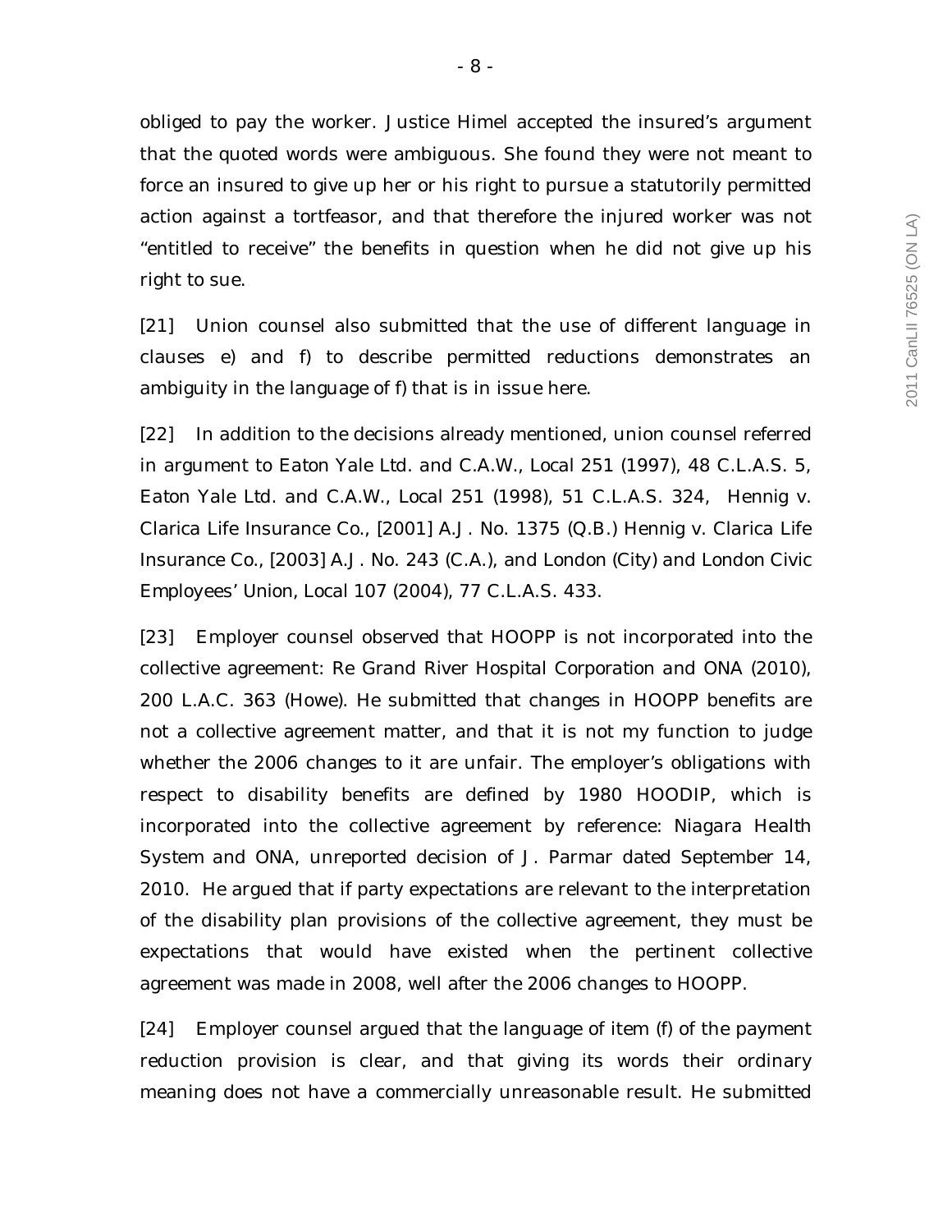obliged to pay the worker. Justice Himel accepted the insured's argument that the quoted words were ambiguous. She found they were not meant to force an insured to give up her or his right to pursue a statutorily permitted action against a tortfeasor, and that therefore the injured worker was not "entitled to receive" the benefits in question when he did not give up his right to sue.

[21] Union counsel also submitted that the use of different language in clauses e) and f) to describe permitted reductions demonstrates an ambiguity in the language of f) that is in issue here.

[22] In addition to the decisions already mentioned, union counsel referred in argument to *Eaton Yale Ltd. and C.A.W., Local 251* (1997), 48 C.L.A.S. 5, *Eaton Yale Ltd. and C.A.W., Local 251* (1998), 51 C.L.A.S. 324, *Hennig v. Clarica Life Insurance Co.*, [2001] A.J. No. 1375 (Q.B.) *Hennig v. Clarica Life Insurance Co.*, [2003] A.J. No. 243 (C.A.), and *London (City) and London Civic Employees' Union, Local 107* (2004), 77 C.L.A.S. 433.

[23] Employer counsel observed that HOOPP is not incorporated into the collective agreement: *Re Grand River Hospital Corporation and ONA* (2010), 200 L.A.C. 363 (Howe). He submitted that changes in HOOPP benefits are not a collective agreement matter, and that it is not my function to judge whether the 2006 changes to it are unfair. The employer's obligations with respect to disability benefits are defined by 1980 HOODIP, which is incorporated into the collective agreement by reference: *Niagara Health System and ONA*, unreported decision of J. Parmar dated September 14, 2010. He argued that if party expectations are relevant to the interpretation of the disability plan provisions of the collective agreement, they must be expectations that would have existed when the pertinent collective agreement was made in 2008, well after the 2006 changes to HOOPP.

[24] Employer counsel argued that the language of item (f) of the payment reduction provision is clear, and that giving its words their ordinary meaning does not have a commercially unreasonable result. He submitted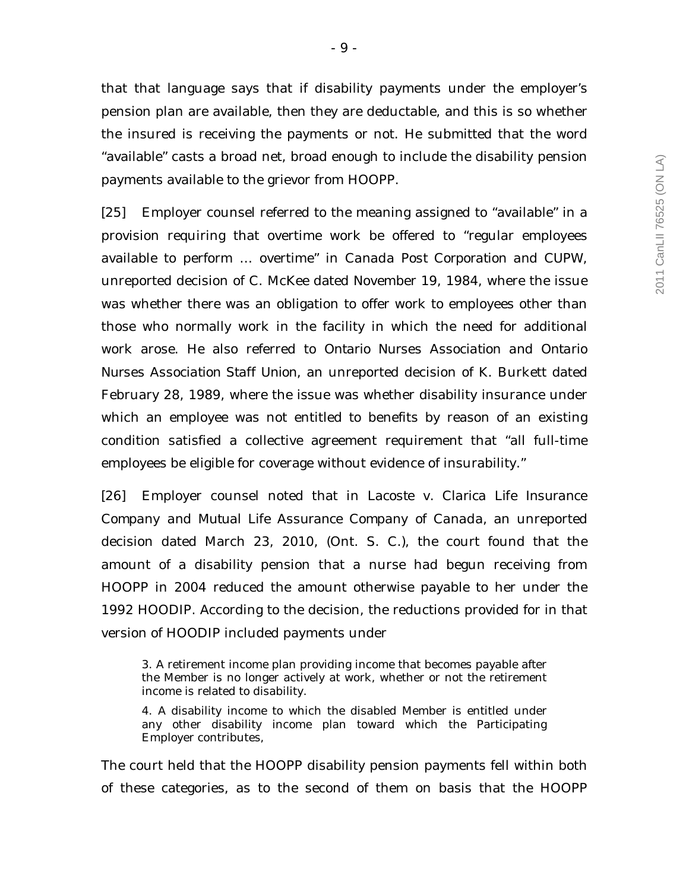that that language says that if disability payments under the employer's pension plan are available, then they are deductable, and this is so whether the insured is receiving the payments or not. He submitted that the word "available" casts a broad net, broad enough to include the disability pension payments available to the grievor from HOOPP.

[25] Employer counsel referred to the meaning assigned to "available" in a provision requiring that overtime work be offered to "regular employees available to perform … overtime" in *Canada Post Corporation and CUPW*, unreported decision of C. McKee dated November 19, 1984, where the issue was whether there was an obligation to offer work to employees other than those who normally work in the facility in which the need for additional work arose. He also referred to *Ontario Nurses Association and Ontario Nurses Association Staff Union*, an unreported decision of K. Burkett dated February 28, 1989, where the issue was whether disability insurance under which an employee was not entitled to benefits by reason of an existing condition satisfied a collective agreement requirement that "all full-time employees be eligible for coverage without evidence of insurability."

[26] Employer counsel noted that in *Lacoste v. Clarica Life Insurance Company and Mutual Life Assurance Company of Canada*, an unreported decision dated March 23, 2010, (Ont. S. C.), the court found that the amount of a disability pension that a nurse had begun receiving from HOOPP in 2004 reduced the amount otherwise payable to her under the 1992 HOODIP. According to the decision, the reductions provided for in that version of HOODIP included payments under

> 3. A retirement income plan providing income that becomes payable after the Member is no longer actively at work, whether or not the retirement income is related to disability.
>
> 4. A disability income to which the disabled Member is entitled under any other disability income plan toward which the Participating Employer contributes,

The court held that the HOOPP disability pension payments fell within both of these categories, as to the second of them on basis that the HOOPP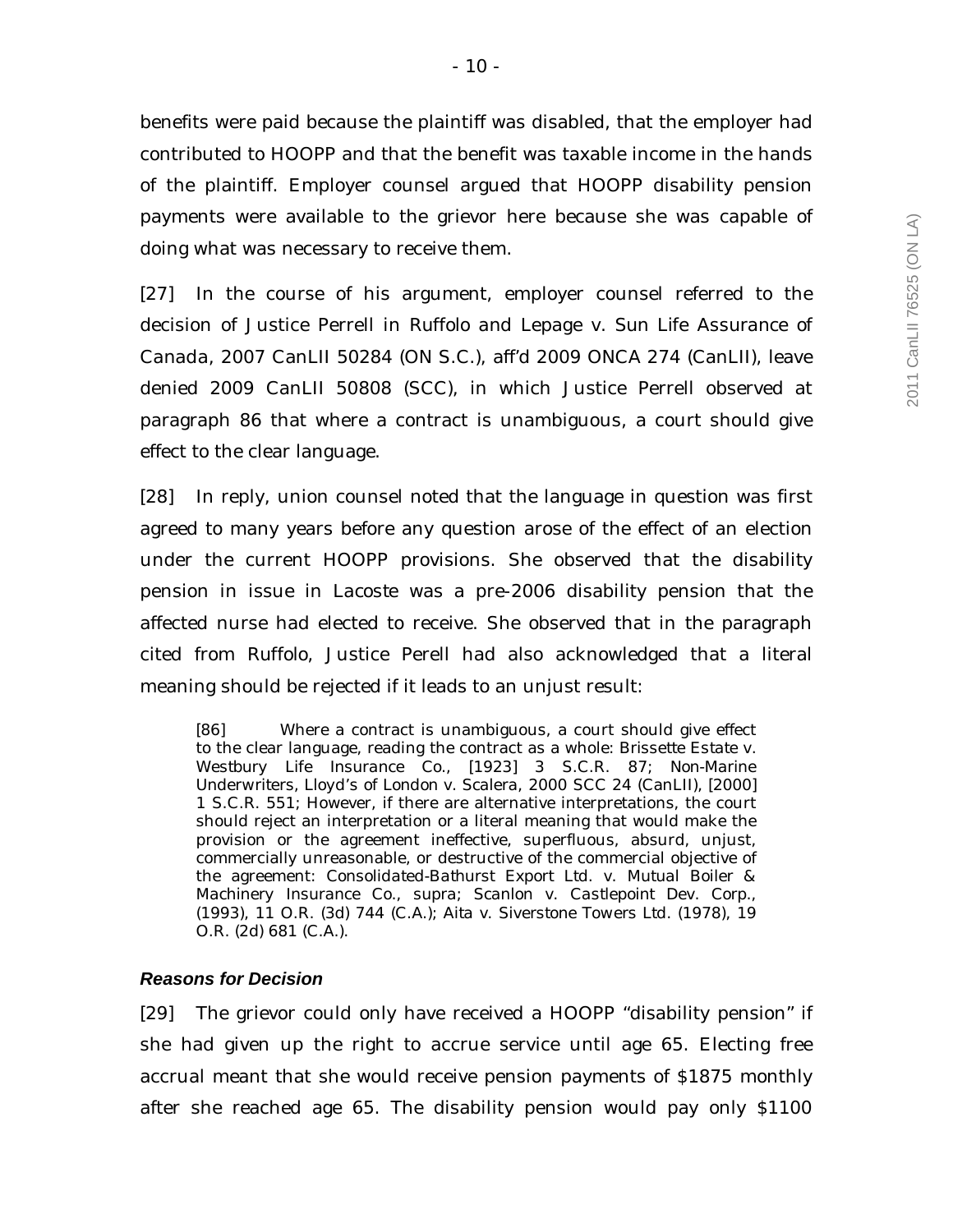benefits were paid because the plaintiff was disabled, that the employer had contributed to HOOPP and that the benefit was taxable income in the hands of the plaintiff. Employer counsel argued that HOOPP disability pension payments were available to the grievor here because she was capable of doing what was necessary to receive them.

[27] In the course of his argument, employer counsel referred to the decision of Justice Perrell in Ruffolo and Lepage v. Sun Life Assurance of Canada, 2007 CanLII 50284 (ON S.C.), aff'd 2009 ONCA 274 (CanLII), leave denied 2009 CanLII 50808 (SCC), in which Justice Perrell observed at paragraph 86 that where a contract is unambiguous, a court should give effect to the clear language.

[28] In reply, union counsel noted that the language in question was first agreed to many years before any question arose of the effect of an election under the current HOOPP provisions. She observed that the disability pension in issue in Lacoste was a pre-2006 disability pension that the affected nurse had elected to receive. She observed that in the paragraph cited from Ruffolo, Justice Perell had also acknowledged that a literal meaning should be rejected if it leads to an unjust result:

> [86] Where a contract is unambiguous, a court should give effect to the clear language, reading the contract as a whole: Brissette Estate v. Westbury Life Insurance Co., [1923] 3 S.C.R. 87; Non-Marine Underwriters, Lloyd's of London v. Scalera, 2000 SCC 24 (CanLII), [2000] 1 S.C.R. 551; However, if there are alternative interpretations, the court should reject an interpretation or a literal meaning that would make the provision or the agreement ineffective, superfluous, absurd, unjust, commercially unreasonable, or destructive of the commercial objective of the agreement: Consolidated-Bathurst Export Ltd. v. Mutual Boiler & Machinery Insurance Co., supra; Scanlon v. Castlepoint Dev. Corp., (1993), 11 O.R. (3d) 744 (C.A.); Aita v. Siverstone Towers Ltd. (1978), 19 O.R. (2d) 681 (C.A.).

### *Reasons for Decision*

[29] The grievor could only have received a HOOPP "disability pension" if she had given up the right to accrue service until age 65. Electing free accrual meant that she would receive pension payments of $1875 monthly after she reached age 65. The disability pension would pay only $1100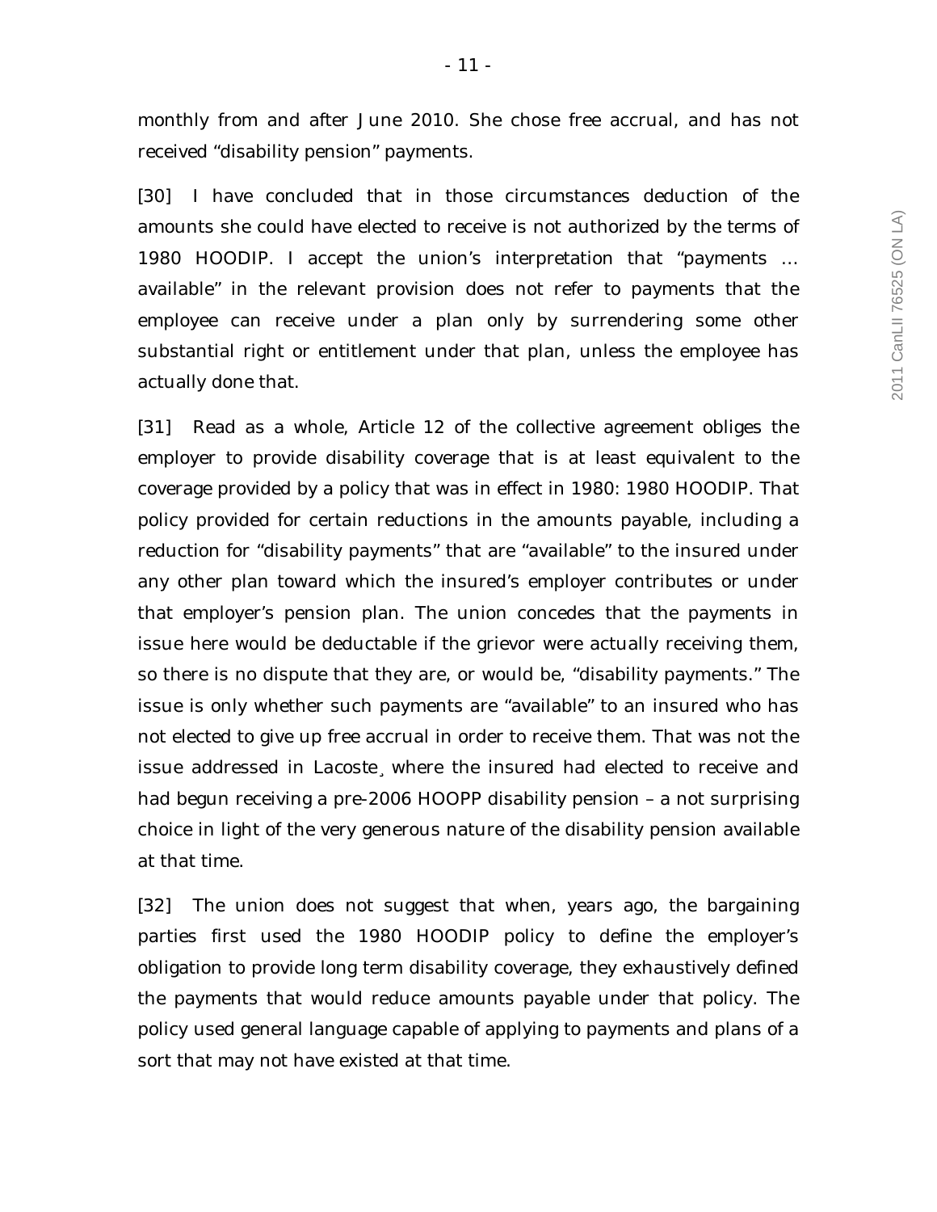monthly from and after June 2010. She chose free accrual, and has not received "disability pension" payments.

[30] I have concluded that in those circumstances deduction of the amounts she could have elected to receive is not authorized by the terms of 1980 HOODIP. I accept the union's interpretation that "payments … available" in the relevant provision does not refer to payments that the employee can receive under a plan only by surrendering some other substantial right or entitlement under that plan, unless the employee has actually done that.

[31] Read as a whole, Article 12 of the collective agreement obliges the employer to provide disability coverage that is at least equivalent to the coverage provided by a policy that was in effect in 1980: 1980 HOODIP. That policy provided for certain reductions in the amounts payable, including a reduction for "disability payments" that are "available" to the insured under any other plan toward which the insured's employer contributes or under that employer's pension plan. The union concedes that the payments in issue here would be deductable if the grievor were actually receiving them, so there is no dispute that they are, or would be, "disability payments." The issue is only whether such payments are "available" to an insured who has not elected to give up free accrual in order to receive them. That was not the issue addressed in *Lacoste*¸ where the insured had elected to receive and had begun receiving a pre-2006 HOOPP disability pension – a not surprising choice in light of the very generous nature of the disability pension available at that time.

[32] The union does not suggest that when, years ago, the bargaining parties first used the 1980 HOODIP policy to define the employer's obligation to provide long term disability coverage, they exhaustively defined the payments that would reduce amounts payable under that policy. The policy used general language capable of applying to payments and plans of a sort that may not have existed at that time.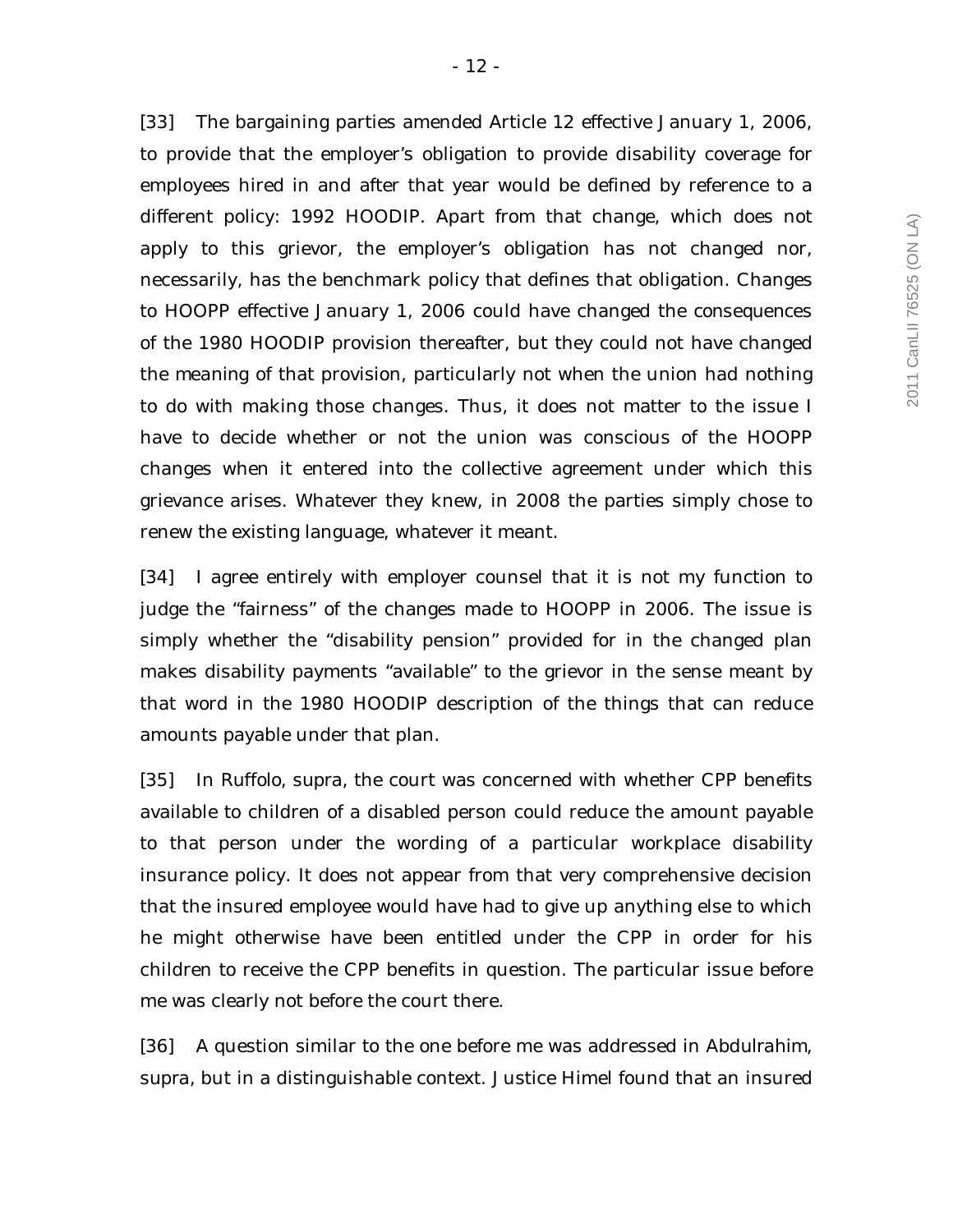[33] The bargaining parties amended Article 12 effective January 1, 2006, to provide that the employer's obligation to provide disability coverage for employees hired in and after that year would be defined by reference to a different policy: 1992 HOODIP. Apart from that change, which does not apply to this grievor, the employer's obligation has not changed nor, necessarily, has the benchmark policy that defines that obligation. Changes to HOOPP effective January 1, 2006 could have changed the consequences of the 1980 HOODIP provision thereafter, but they could not have changed the meaning of that provision, particularly not when the union had nothing to do with making those changes. Thus, it does not matter to the issue I have to decide whether or not the union was conscious of the HOOPP changes when it entered into the collective agreement under which this grievance arises. Whatever they knew, in 2008 the parties simply chose to renew the existing language, whatever it meant.

[34] I agree entirely with employer counsel that it is not my function to judge the "fairness" of the changes made to HOOPP in 2006. The issue is simply whether the "disability pension" provided for in the changed plan makes disability payments "available" to the grievor in the sense meant by that word in the 1980 HOODIP description of the things that can reduce amounts payable under that plan.

[35] In *Ruffolo*, *supra*, the court was concerned with whether CPP benefits available to children of a disabled person could reduce the amount payable to that person under the wording of a particular workplace disability insurance policy. It does not appear from that very comprehensive decision that the insured employee would have had to give up anything else to which he might otherwise have been entitled under the CPP in order for his children to receive the CPP benefits in question. The particular issue before me was clearly not before the court there.

[36] A question similar to the one before me was addressed in *Abdulrahim*, *supra*, but in a distinguishable context. Justice Himel found that an insured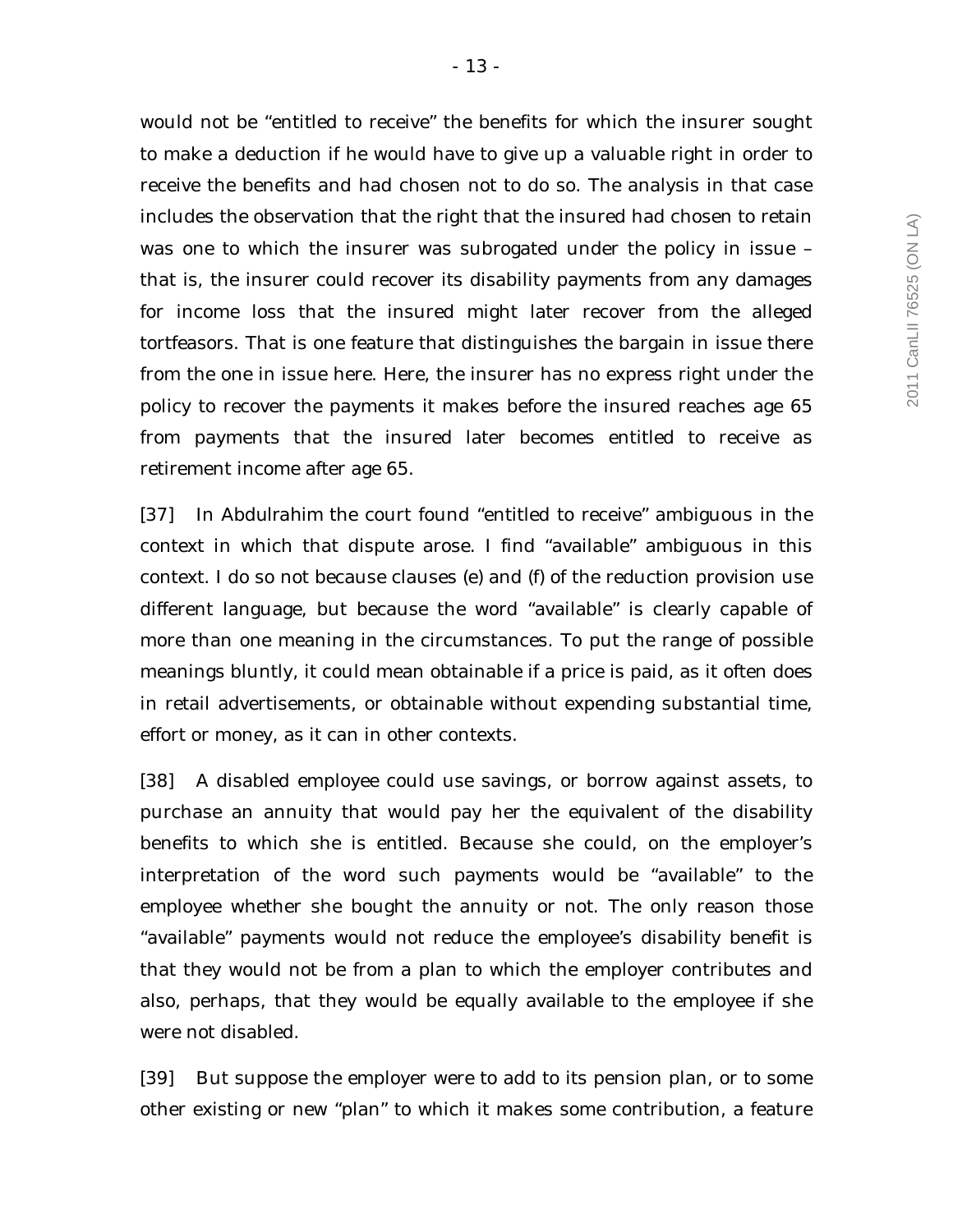would not be "entitled to receive" the benefits for which the insurer sought to make a deduction if he would have to give up a valuable right in order to receive the benefits and had chosen not to do so. The analysis in that case includes the observation that the right that the insured had chosen to retain was one to which the insurer was subrogated under the policy in issue – that is, the insurer could recover its disability payments from any damages for income loss that the insured might later recover from the alleged tortfeasors. That is one feature that distinguishes the bargain in issue there from the one in issue here. Here, the insurer has no express right under the policy to recover the payments it makes before the insured reaches age 65 from payments that the insured later becomes entitled to receive as retirement income after age 65.

[37] In *Abdulrahim* the court found "entitled to receive" ambiguous in the context in which that dispute arose. I find "available" ambiguous in this context. I do so not because clauses (e) and (f) of the reduction provision use different language, but because the word "available" is clearly capable of more than one meaning in the circumstances. To put the range of possible meanings bluntly, it could mean obtainable if a price is paid, as it often does in retail advertisements, or obtainable without expending substantial time, effort or money, as it can in other contexts.

[38] A disabled employee could use savings, or borrow against assets, to purchase an annuity that would pay her the equivalent of the disability benefits to which she is entitled. Because she could, on the employer's interpretation of the word such payments would be "available" to the employee whether she bought the annuity or not. The only reason those "available" payments would not reduce the employee's disability benefit is that they would not be from a plan to which the employer contributes and also, perhaps, that they would be equally available to the employee if she were not disabled.

[39] But suppose the employer were to add to its pension plan, or to some other existing or new "plan" to which it makes some contribution, a feature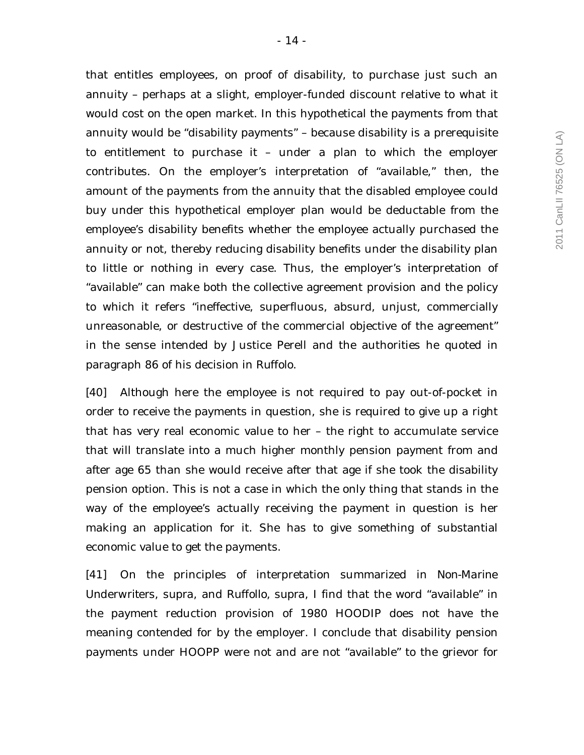that entitles employees, on proof of disability, to purchase just such an annuity – perhaps at a slight, employer-funded discount relative to what it would cost on the open market. In this hypothetical the payments from that annuity would be "disability payments" – because disability is a prerequisite to entitlement to purchase it – under a plan to which the employer contributes. On the employer's interpretation of "available," then, the amount of the payments from the annuity that the disabled employee could buy under this hypothetical employer plan would be deductable from the employee's disability benefits whether the employee actually purchased the annuity or not, thereby reducing disability benefits under the disability plan to little or nothing in every case. Thus, the employer's interpretation of "available" can make both the collective agreement provision and the policy to which it refers "ineffective, superfluous, absurd, unjust, commercially unreasonable, or destructive of the commercial objective of the agreement" in the sense intended by Justice Perell and the authorities he quoted in paragraph 86 of his decision in *Ruffolo*.

[40] Although here the employee is not required to pay out-of-pocket in order to receive the payments in question, she is required to give up a right that has very real economic value to her – the right to accumulate service that will translate into a much higher monthly pension payment from and after age 65 than she would receive after that age if she took the disability pension option. This is not a case in which the only thing that stands in the way of the employee's actually receiving the payment in question is her making an application for it. She has to give something of substantial economic value to get the payments.

[41] On the principles of interpretation summarized in *Non-Marine Underwriters*, *supra*, and *Ruffollo*, *supra*, I find that the word "available" in the payment reduction provision of 1980 HOODIP does not have the meaning contended for by the employer. I conclude that disability pension payments under HOOPP were not and are not "available" to the grievor for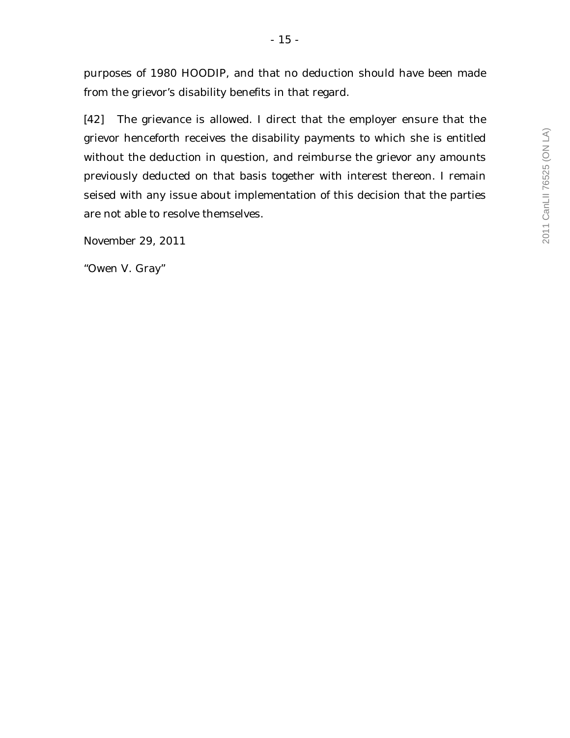purposes of 1980 HOODIP, and that no deduction should have been made from the grievor's disability benefits in that regard.

[42] The grievance is allowed. I direct that the employer ensure that the grievor henceforth receives the disability payments to which she is entitled without the deduction in question, and reimburse the grievor any amounts previously deducted on that basis together with interest thereon. I remain seised with any issue about implementation of this decision that the parties are not able to resolve themselves.

November 29, 2011

"Owen V. Gray"